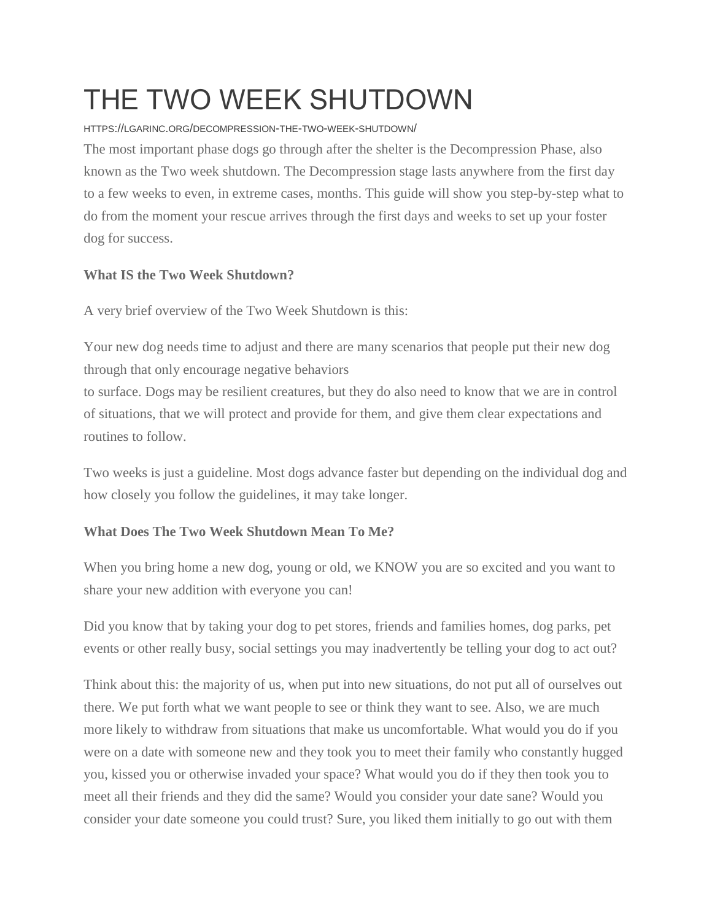# THE TWO WEEK SHUTDOWN

HTTPS://LGARINC.ORG/DECOMPRESSION-THE-TWO-WEEK-SHUTDOWN/

The most important phase dogs go through after the shelter is the Decompression Phase, also known as the Two week shutdown. The Decompression stage lasts anywhere from the first day to a few weeks to even, in extreme cases, months. This guide will show you step-by-step what to do from the moment your rescue arrives through the first days and weeks to set up your foster dog for success.

**What IS the Two Week Shutdown?**

A very brief overview of the Two Week Shutdown is this:

Your new dog needs time to adjust and there are many scenarios that people put their new dog through that only encourage negative behaviors to surface. Dogs may be resilient creatures, but they do also need to know that we are in control of situations, that we will protect and provide for them, and give them clear expectations and routines to follow.

Two weeks is just a guideline. Most dogs advance faster but depending on the individual dog and how closely you follow the guidelines, it may take longer.

**What Does The Two Week Shutdown Mean To Me?**

When you bring home a new dog, young or old, we KNOW you are so excited and you want to share your new addition with everyone you can!

Did you know that by taking your dog to pet stores, friends and families homes, dog parks, pet events or other really busy, social settings you may inadvertently be telling your dog to act out?

Think about this: the majority of us, when put into new situations, do not put all of ourselves out there. We put forth what we want people to see or think they want to see. Also, we are much more likely to withdraw from situations that make us uncomfortable. What would you do if you were on a date with someone new and they took you to meet their family who constantly hugged you, kissed you or otherwise invaded your space? What would you do if they then took you to meet all their friends and they did the same? Would you consider your date sane? Would you consider your date someone you could trust? Sure, you liked them initially to go out with them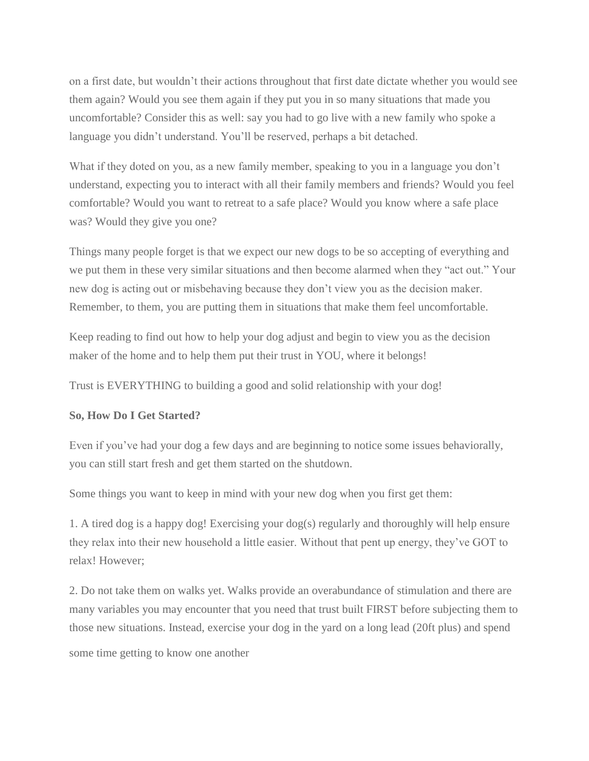on a first date, but wouldn't their actions throughout that first date dictate whether you would see them again? Would you see them again if they put you in so many situations that made you uncomfortable? Consider this as well: say you had to go live with a new family who spoke a language you didn't understand. You'll be reserved, perhaps a bit detached.

What if they doted on you, as a new family member, speaking to you in a language you don't understand, expecting you to interact with all their family members and friends? Would you feel comfortable? Would you want to retreat to a safe place? Would you know where a safe place was? Would they give you one?

Things many people forget is that we expect our new dogs to be so accepting of everything and we put them in these very similar situations and then become alarmed when they "act out." Your new dog is acting out or misbehaving because they don't view you as the decision maker. Remember, to them, you are putting them in situations that make them feel uncomfortable.

Keep reading to find out how to help your dog adjust and begin to view you as the decision maker of the home and to help them put their trust in YOU, where it belongs!

Trust is EVERYTHING to building a good and solid relationship with your dog!

**So, How Do I Get Started?**

Even if you've had your dog a few days and are beginning to notice some issues behaviorally, you can still start fresh and get them started on the shutdown.

Some things you want to keep in mind with your new dog when you first get them:

1. A tired dog is a happy dog! Exercising your dog(s) regularly and thoroughly will help ensure they relax into their new household a little easier. Without that pent up energy, they've GOT to relax! However;

2. Do not take them on walks yet. Walks provide an overabundance of stimulation and there are many variables you may encounter that you need that trust built FIRST before subjecting them to those new situations. Instead, exercise your dog in the yard on a long lead (20ft plus) and spend some time getting to know one another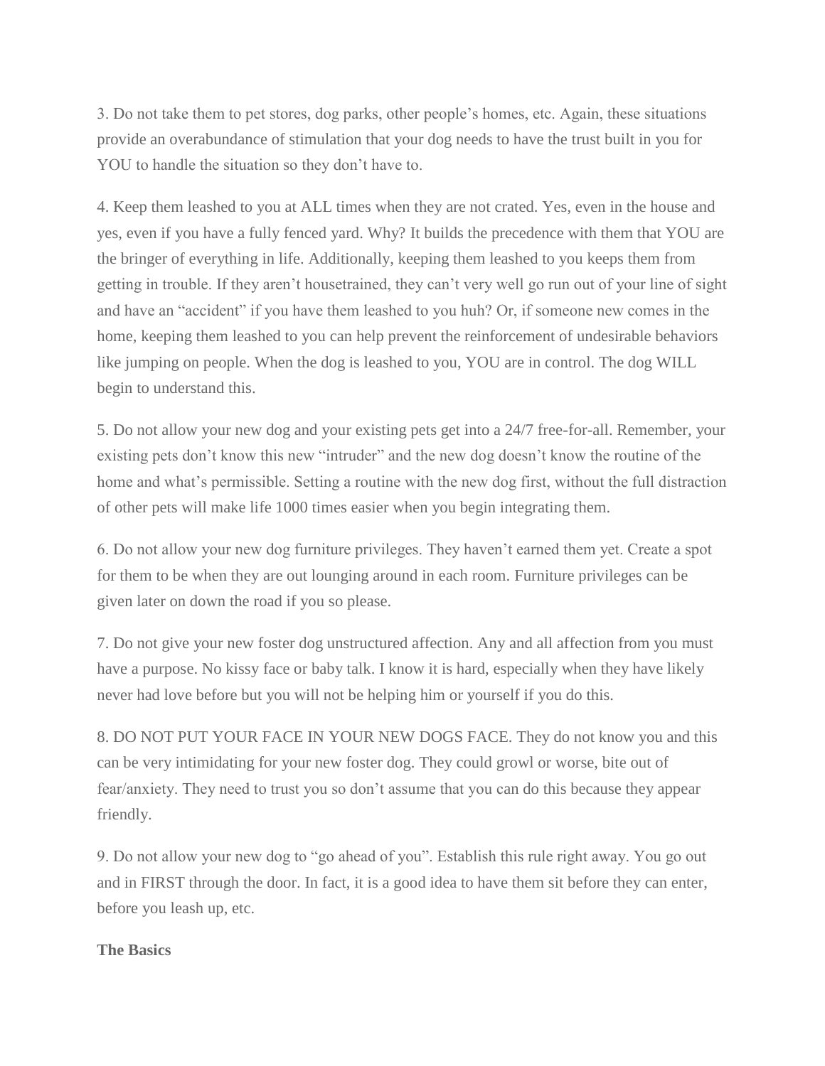3. Do not take them to pet stores, dog parks, other people's homes, etc. Again, these situations provide an overabundance of stimulation that your dog needs to have the trust built in you for YOU to handle the situation so they don't have to.

4. Keep them leashed to you at ALL times when they are not crated. Yes, even in the house and yes, even if you have a fully fenced yard. Why? It builds the precedence with them that YOU are the bringer of everything in life. Additionally, keeping them leashed to you keeps them from getting in trouble. If they aren't housetrained, they can't very well go run out of your line of sight and have an "accident" if you have them leashed to you huh? Or, if someone new comes in the home, keeping them leashed to you can help prevent the reinforcement of undesirable behaviors like jumping on people. When the dog is leashed to you, YOU are in control. The dog WILL begin to understand this.

5. Do not allow your new dog and your existing pets get into a 24/7 free-for-all. Remember, your existing pets don't know this new "intruder" and the new dog doesn't know the routine of the home and what's permissible. Setting a routine with the new dog first, without the full distraction of other pets will make life 1000 times easier when you begin integrating them.

6. Do not allow your new dog furniture privileges. They haven't earned them yet. Create a spot for them to be when they are out lounging around in each room. Furniture privileges can be given later on down the road if you so please.

7. Do not give your new foster dog unstructured affection. Any and all affection from you must have a purpose. No kissy face or baby talk. I know it is hard, especially when they have likely never had love before but you will not be helping him or yourself if you do this.

8. DO NOT PUT YOUR FACE IN YOUR NEW DOGS FACE. They do not know you and this can be very intimidating for your new foster dog. They could growl or worse, bite out of fear/anxiety. They need to trust you so don't assume that you can do this because they appear friendly.

9. Do not allow your new dog to "go ahead of you". Establish this rule right away. You go out and in FIRST through the door. In fact, it is a good idea to have them sit before they can enter, before you leash up, etc.

**The Basics**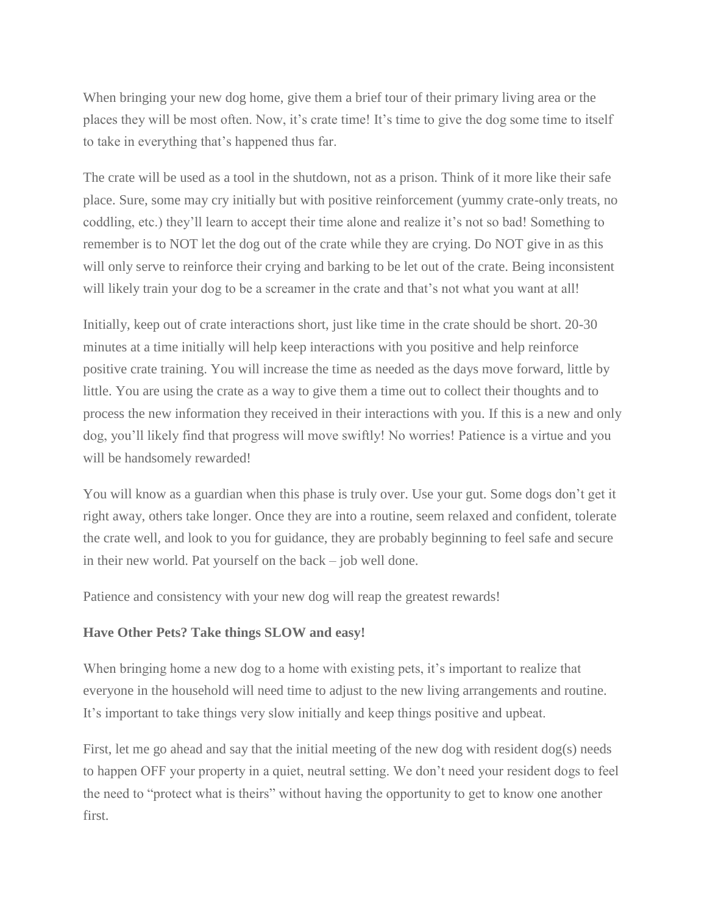When bringing your new dog home, give them a brief tour of their primary living area or the places they will be most often. Now, it's crate time! It's time to give the dog some time to itself to take in everything that's happened thus far.

The crate will be used as a tool in the shutdown, not as a prison. Think of it more like their safe place. Sure, some may cry initially but with positive reinforcement (yummy crate-only treats, no coddling, etc.) they'll learn to accept their time alone and realize it's not so bad! Something to remember is to NOT let the dog out of the crate while they are crying. Do NOT give in as this will only serve to reinforce their crying and barking to be let out of the crate. Being inconsistent will likely train your dog to be a screamer in the crate and that's not what you want at all!

Initially, keep out of crate interactions short, just like time in the crate should be short. 20-30 minutes at a time initially will help keep interactions with you positive and help reinforce positive crate training. You will increase the time as needed as the days move forward, little by little. You are using the crate as a way to give them a time out to collect their thoughts and to process the new information they received in their interactions with you. If this is a new and only dog, you'll likely find that progress will move swiftly! No worries! Patience is a virtue and you will be handsomely rewarded!

You will know as a guardian when this phase is truly over. Use your gut. Some dogs don't get it right away, others take longer. Once they are into a routine, seem relaxed and confident, tolerate the crate well, and look to you for guidance, they are probably beginning to feel safe and secure in their new world. Pat yourself on the back – job well done.

Patience and consistency with your new dog will reap the greatest rewards!

**Have Other Pets? Take things SLOW and easy!**

When bringing home a new dog to a home with existing pets, it's important to realize that everyone in the household will need time to adjust to the new living arrangements and routine. It's important to take things very slow initially and keep things positive and upbeat.

First, let me go ahead and say that the initial meeting of the new dog with resident dog(s) needs to happen OFF your property in a quiet, neutral setting. We don't need your resident dogs to feel the need to "protect what is theirs" without having the opportunity to get to know one another first.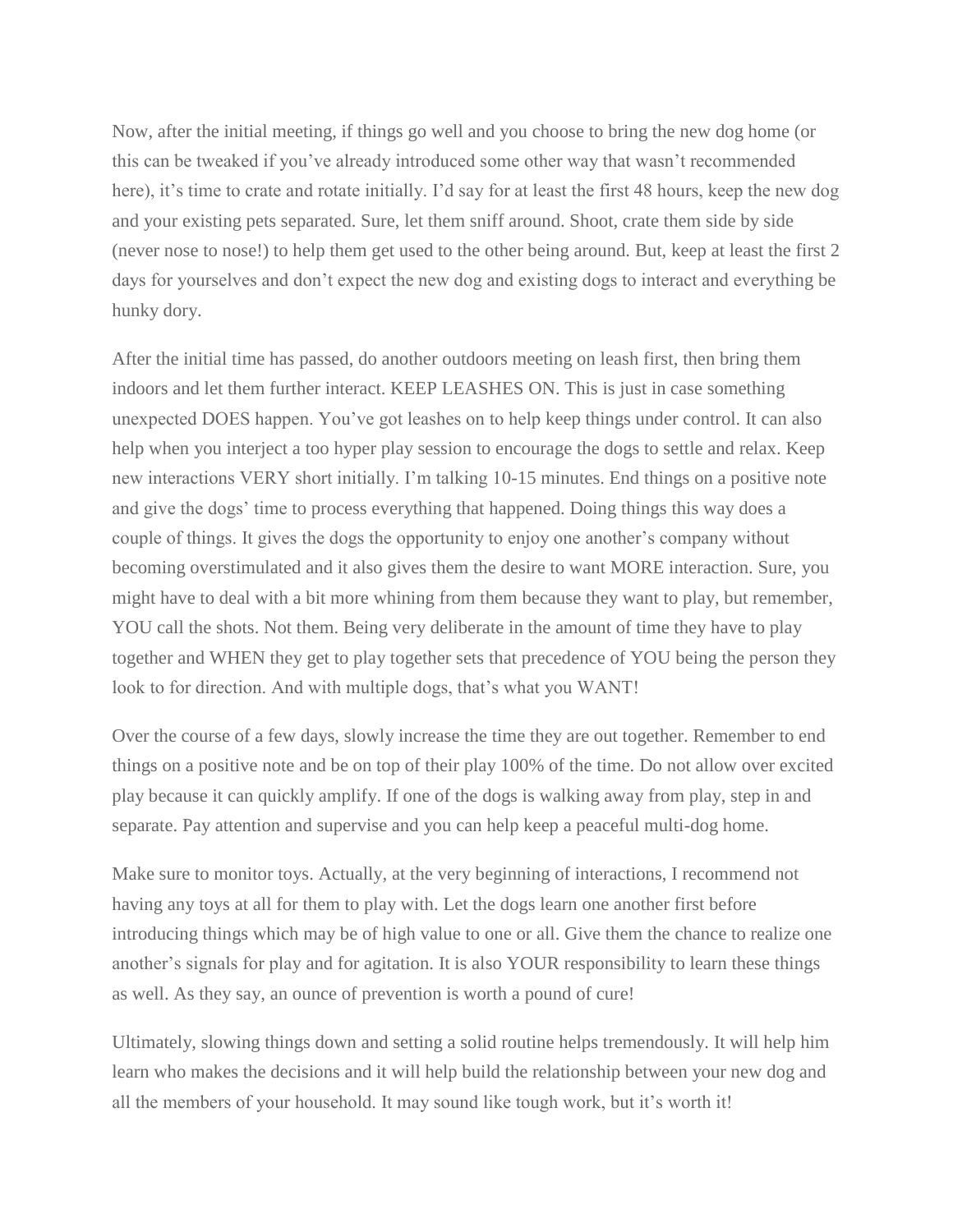Now, after the initial meeting, if things go well and you choose to bring the new dog home (or this can be tweaked if you've already introduced some other way that wasn't recommended here), it's time to crate and rotate initially. I'd say for at least the first 48 hours, keep the new dog and your existing pets separated. Sure, let them sniff around. Shoot, crate them side by side (never nose to nose!) to help them get used to the other being around. But, keep at least the first 2 days for yourselves and don't expect the new dog and existing dogs to interact and everything be hunky dory.

After the initial time has passed, do another outdoors meeting on leash first, then bring them indoors and let them further interact. KEEP LEASHES ON. This is just in case something unexpected DOES happen. You've got leashes on to help keep things under control. It can also help when you interject a too hyper play session to encourage the dogs to settle and relax. Keep new interactions VERY short initially. I'm talking 10-15 minutes. End things on a positive note and give the dogs' time to process everything that happened. Doing things this way does a couple of things. It gives the dogs the opportunity to enjoy one another's company without becoming overstimulated and it also gives them the desire to want MORE interaction. Sure, you might have to deal with a bit more whining from them because they want to play, but remember, YOU call the shots. Not them. Being very deliberate in the amount of time they have to play together and WHEN they get to play together sets that precedence of YOU being the person they look to for direction. And with multiple dogs, that's what you WANT!

Over the course of a few days, slowly increase the time they are out together. Remember to end things on a positive note and be on top of their play 100% of the time. Do not allow over excited play because it can quickly amplify. If one of the dogs is walking away from play, step in and separate. Pay attention and supervise and you can help keep a peaceful multi-dog home.

Make sure to monitor toys. Actually, at the very beginning of interactions, I recommend not having any toys at all for them to play with. Let the dogs learn one another first before introducing things which may be of high value to one or all. Give them the chance to realize one another's signals for play and for agitation. It is also YOUR responsibility to learn these things as well. As they say, an ounce of prevention is worth a pound of cure!

Ultimately, slowing things down and setting a solid routine helps tremendously. It will help him learn who makes the decisions and it will help build the relationship between your new dog and all the members of your household. It may sound like tough work, but it's worth it!